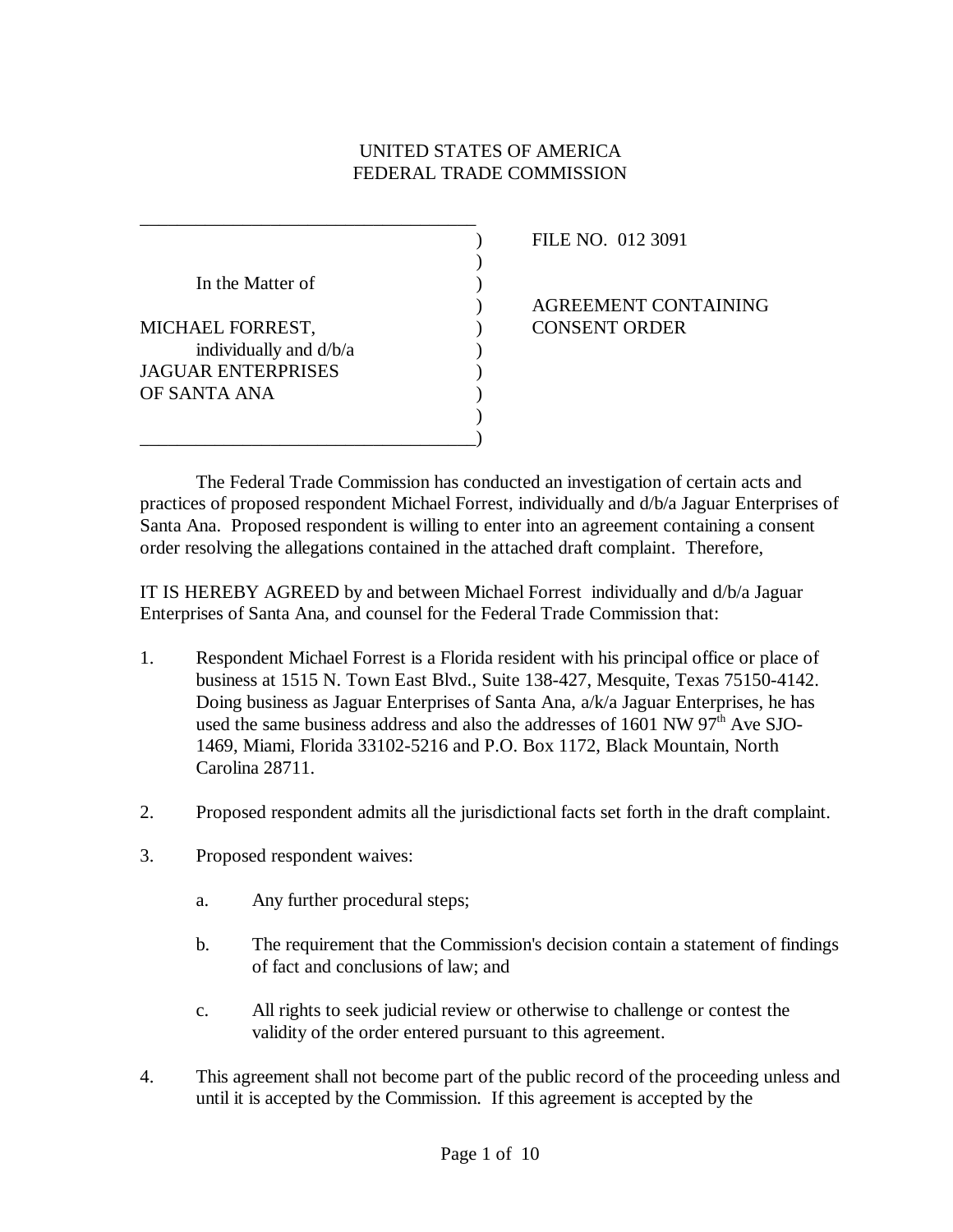UNITED STATES OF AMERICA
FEDERAL TRADE COMMISSION

| | |
|---|---|
| In the Matter of<br><br>MICHAEL FORREST,<br>individually and d/b/a<br>JAGUAR ENTERPRISES<br>OF SANTA ANA | FILE NO. 012 3091<br><br>AGREEMENT CONTAINING CONSENT ORDER |

The Federal Trade Commission has conducted an investigation of certain acts and practices of proposed respondent Michael Forrest, individually and d/b/a Jaguar Enterprises of Santa Ana. Proposed respondent is willing to enter into an agreement containing a consent order resolving the allegations contained in the attached draft complaint. Therefore,

IT IS HEREBY AGREED by and between Michael Forrest individually and d/b/a Jaguar Enterprises of Santa Ana, and counsel for the Federal Trade Commission that:

1. Respondent Michael Forrest is a Florida resident with his principal office or place of business at 1515 N. Town East Blvd., Suite 138-427, Mesquite, Texas 75150-4142. Doing business as Jaguar Enterprises of Santa Ana, a/k/a Jaguar Enterprises, he has used the same business address and also the addresses of 1601 NW 97th Ave SJO-1469, Miami, Florida 33102-5216 and P.O. Box 1172, Black Mountain, North Carolina 28711.

2. Proposed respondent admits all the jurisdictional facts set forth in the draft complaint.

3. Proposed respondent waives:

   a. Any further procedural steps;

   b. The requirement that the Commission's decision contain a statement of findings of fact and conclusions of law; and

   c. All rights to seek judicial review or otherwise to challenge or contest the validity of the order entered pursuant to this agreement.

4. This agreement shall not become part of the public record of the proceeding unless and until it is accepted by the Commission. If this agreement is accepted by the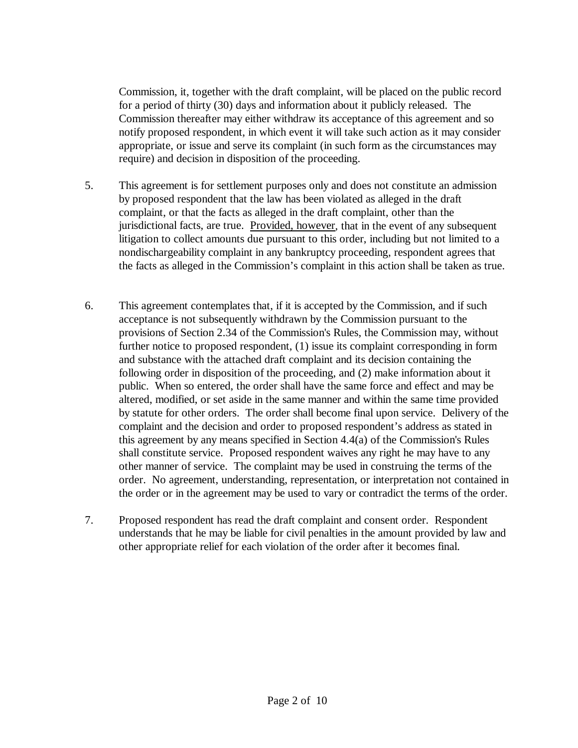Commission, it, together with the draft complaint, will be placed on the public record for a period of thirty (30) days and information about it publicly released. The Commission thereafter may either withdraw its acceptance of this agreement and so notify proposed respondent, in which event it will take such action as it may consider appropriate, or issue and serve its complaint (in such form as the circumstances may require) and decision in disposition of the proceeding.

5. This agreement is for settlement purposes only and does not constitute an admission by proposed respondent that the law has been violated as alleged in the draft complaint, or that the facts as alleged in the draft complaint, other than the jurisdictional facts, are true. Provided, however, that in the event of any subsequent litigation to collect amounts due pursuant to this order, including but not limited to a nondischargeability complaint in any bankruptcy proceeding, respondent agrees that the facts as alleged in the Commission's complaint in this action shall be taken as true.

6. This agreement contemplates that, if it is accepted by the Commission, and if such acceptance is not subsequently withdrawn by the Commission pursuant to the provisions of Section 2.34 of the Commission's Rules, the Commission may, without further notice to proposed respondent, (1) issue its complaint corresponding in form and substance with the attached draft complaint and its decision containing the following order in disposition of the proceeding, and (2) make information about it public. When so entered, the order shall have the same force and effect and may be altered, modified, or set aside in the same manner and within the same time provided by statute for other orders. The order shall become final upon service. Delivery of the complaint and the decision and order to proposed respondent's address as stated in this agreement by any means specified in Section 4.4(a) of the Commission's Rules shall constitute service. Proposed respondent waives any right he may have to any other manner of service. The complaint may be used in construing the terms of the order. No agreement, understanding, representation, or interpretation not contained in the order or in the agreement may be used to vary or contradict the terms of the order.

7. Proposed respondent has read the draft complaint and consent order. Respondent understands that he may be liable for civil penalties in the amount provided by law and other appropriate relief for each violation of the order after it becomes final.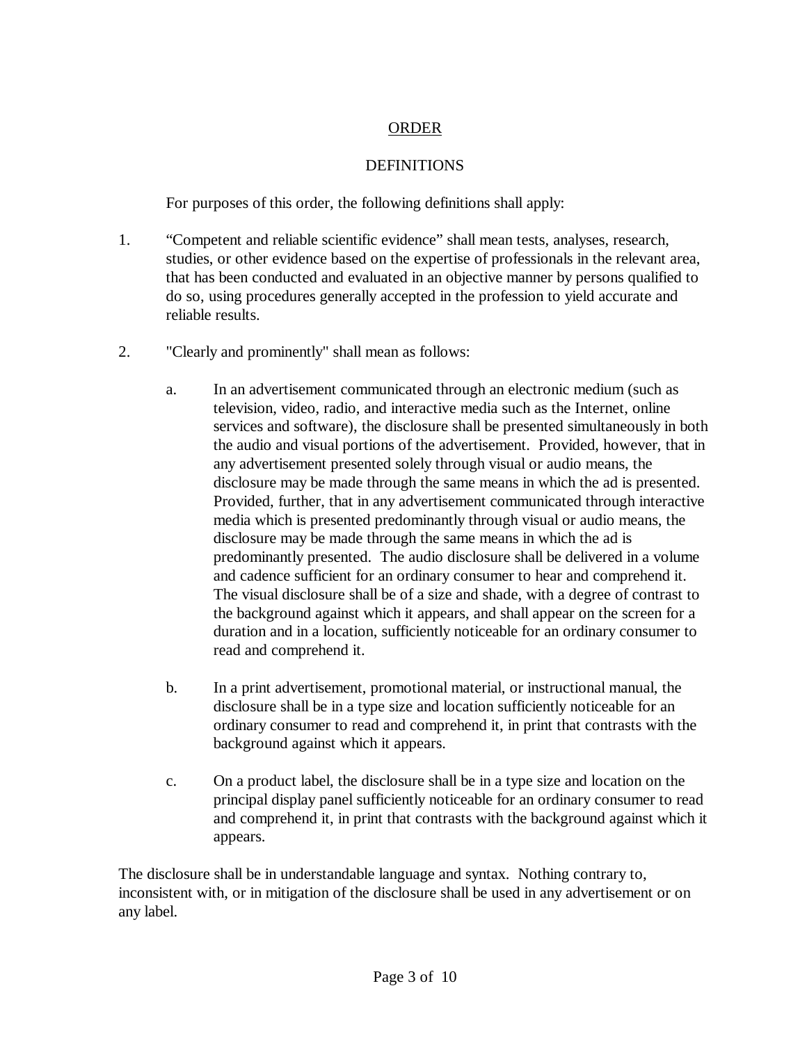## ORDER

### DEFINITIONS

For purposes of this order, the following definitions shall apply:

1. "Competent and reliable scientific evidence" shall mean tests, analyses, research, studies, or other evidence based on the expertise of professionals in the relevant area, that has been conducted and evaluated in an objective manner by persons qualified to do so, using procedures generally accepted in the profession to yield accurate and reliable results.

2. "Clearly and prominently" shall mean as follows:

   a. In an advertisement communicated through an electronic medium (such as television, video, radio, and interactive media such as the Internet, online services and software), the disclosure shall be presented simultaneously in both the audio and visual portions of the advertisement. Provided, however, that in any advertisement presented solely through visual or audio means, the disclosure may be made through the same means in which the ad is presented. Provided, further, that in any advertisement communicated through interactive media which is presented predominantly through visual or audio means, the disclosure may be made through the same means in which the ad is predominantly presented. The audio disclosure shall be delivered in a volume and cadence sufficient for an ordinary consumer to hear and comprehend it. The visual disclosure shall be of a size and shade, with a degree of contrast to the background against which it appears, and shall appear on the screen for a duration and in a location, sufficiently noticeable for an ordinary consumer to read and comprehend it.

   b. In a print advertisement, promotional material, or instructional manual, the disclosure shall be in a type size and location sufficiently noticeable for an ordinary consumer to read and comprehend it, in print that contrasts with the background against which it appears.

   c. On a product label, the disclosure shall be in a type size and location on the principal display panel sufficiently noticeable for an ordinary consumer to read and comprehend it, in print that contrasts with the background against which it appears.

The disclosure shall be in understandable language and syntax. Nothing contrary to, inconsistent with, or in mitigation of the disclosure shall be used in any advertisement or on any label.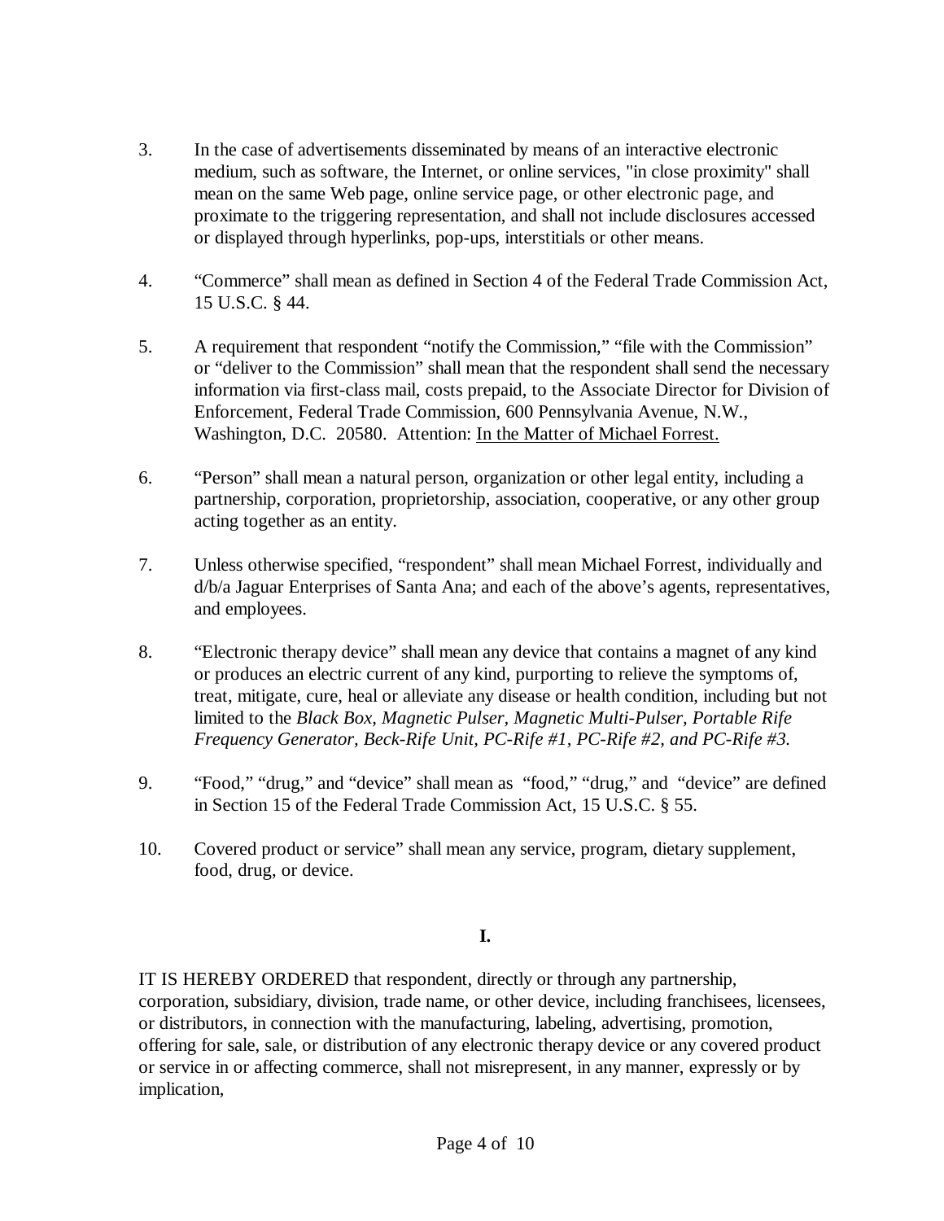3. In the case of advertisements disseminated by means of an interactive electronic medium, such as software, the Internet, or online services, "in close proximity" shall mean on the same Web page, online service page, or other electronic page, and proximate to the triggering representation, and shall not include disclosures accessed or displayed through hyperlinks, pop-ups, interstitials or other means.

4. "Commerce" shall mean as defined in Section 4 of the Federal Trade Commission Act, 15 U.S.C. § 44.

5. A requirement that respondent "notify the Commission," "file with the Commission" or "deliver to the Commission" shall mean that the respondent shall send the necessary information via first-class mail, costs prepaid, to the Associate Director for Division of Enforcement, Federal Trade Commission, 600 Pennsylvania Avenue, N.W., Washington, D.C. 20580. Attention: <u>In the Matter of Michael Forrest.</u>

6. "Person" shall mean a natural person, organization or other legal entity, including a partnership, corporation, proprietorship, association, cooperative, or any other group acting together as an entity.

7. Unless otherwise specified, "respondent" shall mean Michael Forrest, individually and d/b/a Jaguar Enterprises of Santa Ana; and each of the above's agents, representatives, and employees.

8. "Electronic therapy device" shall mean any device that contains a magnet of any kind or produces an electric current of any kind, purporting to relieve the symptoms of, treat, mitigate, cure, heal or alleviate any disease or health condition, including but not limited to the *Black Box, Magnetic Pulser, Magnetic Multi-Pulser, Portable Rife Frequency Generator, Beck-Rife Unit, PC-Rife #1, PC-Rife #2, and PC-Rife #3.*

9. "Food," "drug," and "device" shall mean as "food," "drug," and "device" are defined in Section 15 of the Federal Trade Commission Act, 15 U.S.C. § 55.

10. Covered product or service" shall mean any service, program, dietary supplement, food, drug, or device.

**I.**

IT IS HEREBY ORDERED that respondent, directly or through any partnership, corporation, subsidiary, division, trade name, or other device, including franchisees, licensees, or distributors, in connection with the manufacturing, labeling, advertising, promotion, offering for sale, sale, or distribution of any electronic therapy device or any covered product or service in or affecting commerce, shall not misrepresent, in any manner, expressly or by implication,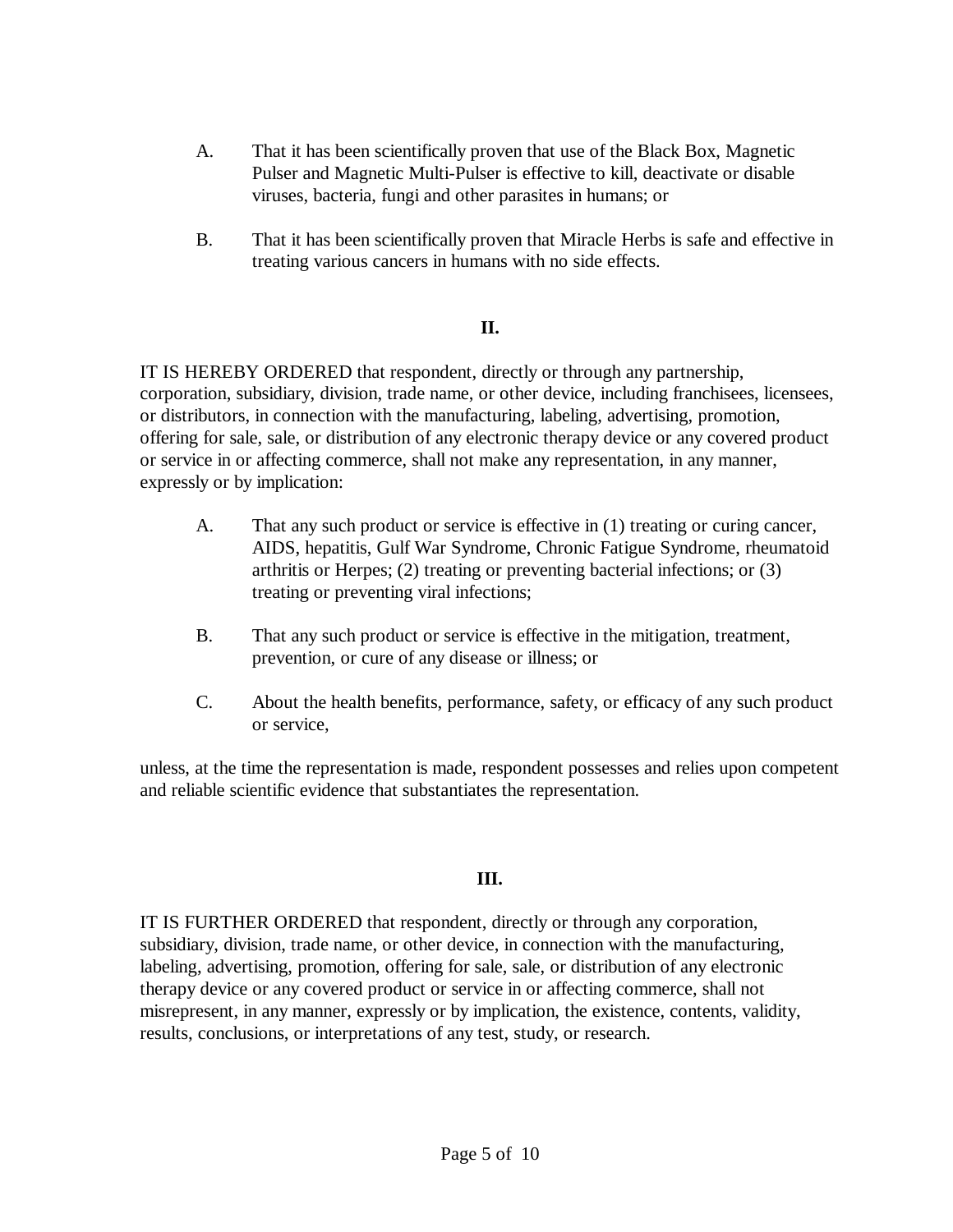A. That it has been scientifically proven that use of the Black Box, Magnetic Pulser and Magnetic Multi-Pulser is effective to kill, deactivate or disable viruses, bacteria, fungi and other parasites in humans; or

B. That it has been scientifically proven that Miracle Herbs is safe and effective in treating various cancers in humans with no side effects.

**II.**

IT IS HEREBY ORDERED that respondent, directly or through any partnership, corporation, subsidiary, division, trade name, or other device, including franchisees, licensees, or distributors, in connection with the manufacturing, labeling, advertising, promotion, offering for sale, sale, or distribution of any electronic therapy device or any covered product or service in or affecting commerce, shall not make any representation, in any manner, expressly or by implication:

A. That any such product or service is effective in (1) treating or curing cancer, AIDS, hepatitis, Gulf War Syndrome, Chronic Fatigue Syndrome, rheumatoid arthritis or Herpes; (2) treating or preventing bacterial infections; or (3) treating or preventing viral infections;

B. That any such product or service is effective in the mitigation, treatment, prevention, or cure of any disease or illness; or

C. About the health benefits, performance, safety, or efficacy of any such product or service,

unless, at the time the representation is made, respondent possesses and relies upon competent and reliable scientific evidence that substantiates the representation.

**III.**

IT IS FURTHER ORDERED that respondent, directly or through any corporation, subsidiary, division, trade name, or other device, in connection with the manufacturing, labeling, advertising, promotion, offering for sale, sale, or distribution of any electronic therapy device or any covered product or service in or affecting commerce, shall not misrepresent, in any manner, expressly or by implication, the existence, contents, validity, results, conclusions, or interpretations of any test, study, or research.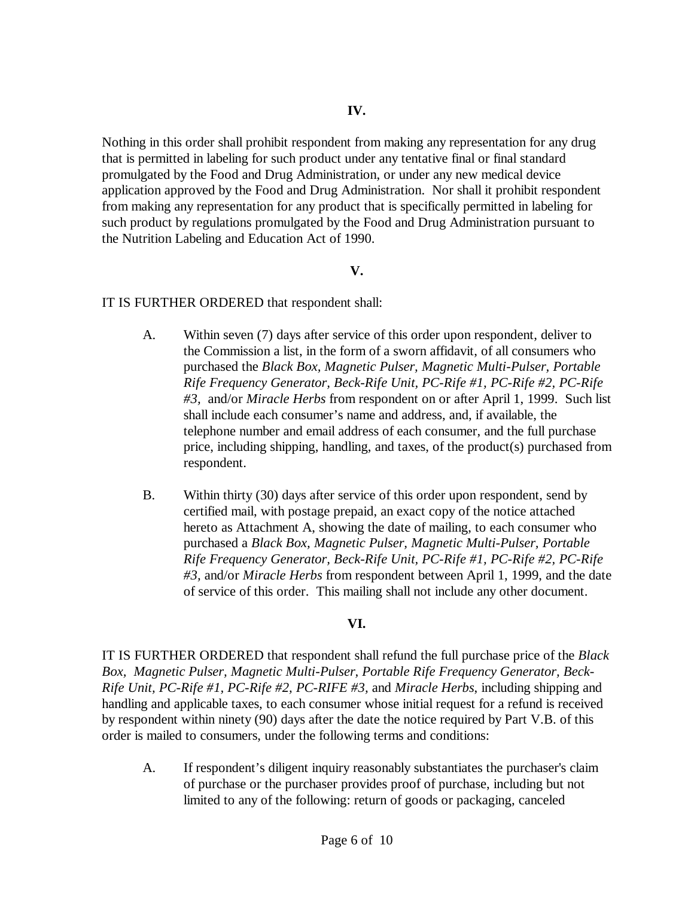**IV.**

Nothing in this order shall prohibit respondent from making any representation for any drug that is permitted in labeling for such product under any tentative final or final standard promulgated by the Food and Drug Administration, or under any new medical device application approved by the Food and Drug Administration. Nor shall it prohibit respondent from making any representation for any product that is specifically permitted in labeling for such product by regulations promulgated by the Food and Drug Administration pursuant to the Nutrition Labeling and Education Act of 1990.

**V.**

IT IS FURTHER ORDERED that respondent shall:

A. Within seven (7) days after service of this order upon respondent, deliver to the Commission a list, in the form of a sworn affidavit, of all consumers who purchased the *Black Box, Magnetic Pulser, Magnetic Multi-Pulser, Portable Rife Frequency Generator, Beck-Rife Unit, PC-Rife #1, PC-Rife #2, PC-Rife #3,* and/or *Miracle Herbs* from respondent on or after April 1, 1999. Such list shall include each consumer's name and address, and, if available, the telephone number and email address of each consumer, and the full purchase price, including shipping, handling, and taxes, of the product(s) purchased from respondent.

B. Within thirty (30) days after service of this order upon respondent, send by certified mail, with postage prepaid, an exact copy of the notice attached hereto as Attachment A, showing the date of mailing, to each consumer who purchased a *Black Box, Magnetic Pulser, Magnetic Multi-Pulser, Portable Rife Frequency Generator, Beck-Rife Unit, PC-Rife #1, PC-Rife #2, PC-Rife #3,* and/or *Miracle Herbs* from respondent between April 1, 1999, and the date of service of this order. This mailing shall not include any other document.

**VI.**

IT IS FURTHER ORDERED that respondent shall refund the full purchase price of the *Black Box, Magnetic Pulser, Magnetic Multi-Pulser, Portable Rife Frequency Generator, Beck-Rife Unit, PC-Rife #1, PC-Rife #2, PC-RIFE #3,* and *Miracle Herbs*, including shipping and handling and applicable taxes, to each consumer whose initial request for a refund is received by respondent within ninety (90) days after the date the notice required by Part V.B. of this order is mailed to consumers, under the following terms and conditions:

A. If respondent's diligent inquiry reasonably substantiates the purchaser's claim of purchase or the purchaser provides proof of purchase, including but not limited to any of the following: return of goods or packaging, canceled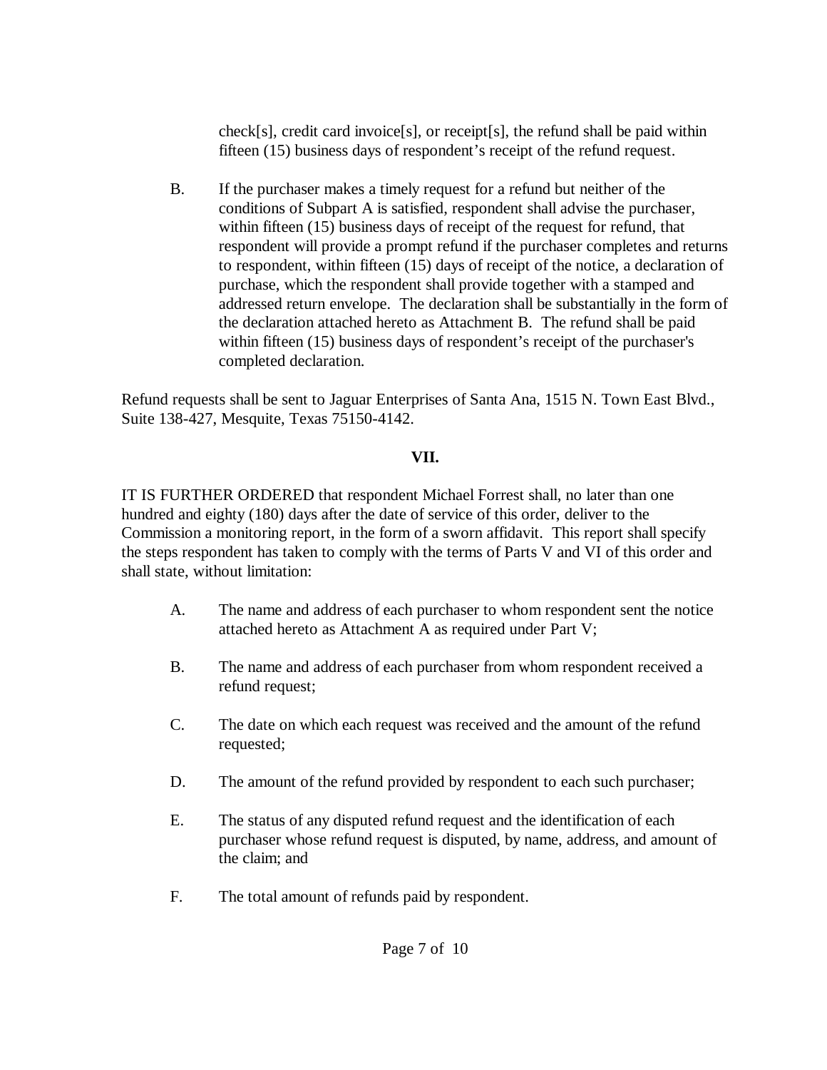check[s], credit card invoice[s], or receipt[s], the refund shall be paid within fifteen (15) business days of respondent's receipt of the refund request.

B. If the purchaser makes a timely request for a refund but neither of the conditions of Subpart A is satisfied, respondent shall advise the purchaser, within fifteen (15) business days of receipt of the request for refund, that respondent will provide a prompt refund if the purchaser completes and returns to respondent, within fifteen (15) days of receipt of the notice, a declaration of purchase, which the respondent shall provide together with a stamped and addressed return envelope. The declaration shall be substantially in the form of the declaration attached hereto as Attachment B. The refund shall be paid within fifteen (15) business days of respondent's receipt of the purchaser's completed declaration.

Refund requests shall be sent to Jaguar Enterprises of Santa Ana, 1515 N. Town East Blvd., Suite 138-427, Mesquite, Texas 75150-4142.

**VII.**

IT IS FURTHER ORDERED that respondent Michael Forrest shall, no later than one hundred and eighty (180) days after the date of service of this order, deliver to the Commission a monitoring report, in the form of a sworn affidavit. This report shall specify the steps respondent has taken to comply with the terms of Parts V and VI of this order and shall state, without limitation:

A. The name and address of each purchaser to whom respondent sent the notice attached hereto as Attachment A as required under Part V;

B. The name and address of each purchaser from whom respondent received a refund request;

C. The date on which each request was received and the amount of the refund requested;

D. The amount of the refund provided by respondent to each such purchaser;

E. The status of any disputed refund request and the identification of each purchaser whose refund request is disputed, by name, address, and amount of the claim; and

F. The total amount of refunds paid by respondent.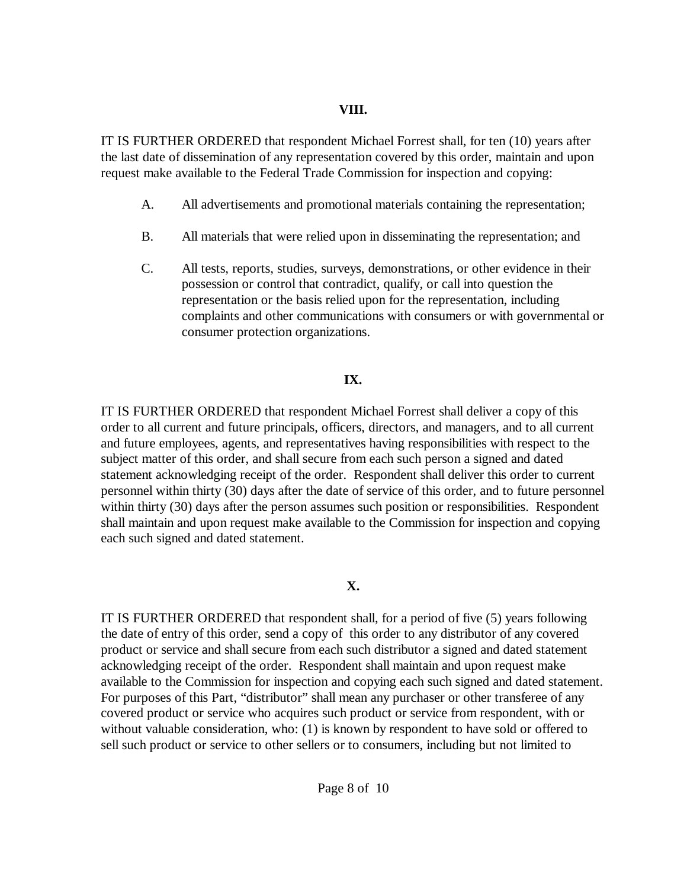**VIII.**

IT IS FURTHER ORDERED that respondent Michael Forrest shall, for ten (10) years after the last date of dissemination of any representation covered by this order, maintain and upon request make available to the Federal Trade Commission for inspection and copying:

A. All advertisements and promotional materials containing the representation;

B. All materials that were relied upon in disseminating the representation; and

C. All tests, reports, studies, surveys, demonstrations, or other evidence in their possession or control that contradict, qualify, or call into question the representation or the basis relied upon for the representation, including complaints and other communications with consumers or with governmental or consumer protection organizations.

**IX.**

IT IS FURTHER ORDERED that respondent Michael Forrest shall deliver a copy of this order to all current and future principals, officers, directors, and managers, and to all current and future employees, agents, and representatives having responsibilities with respect to the subject matter of this order, and shall secure from each such person a signed and dated statement acknowledging receipt of the order. Respondent shall deliver this order to current personnel within thirty (30) days after the date of service of this order, and to future personnel within thirty (30) days after the person assumes such position or responsibilities. Respondent shall maintain and upon request make available to the Commission for inspection and copying each such signed and dated statement.

**X.**

IT IS FURTHER ORDERED that respondent shall, for a period of five (5) years following the date of entry of this order, send a copy of this order to any distributor of any covered product or service and shall secure from each such distributor a signed and dated statement acknowledging receipt of the order. Respondent shall maintain and upon request make available to the Commission for inspection and copying each such signed and dated statement. For purposes of this Part, "distributor" shall mean any purchaser or other transferee of any covered product or service who acquires such product or service from respondent, with or without valuable consideration, who: (1) is known by respondent to have sold or offered to sell such product or service to other sellers or to consumers, including but not limited to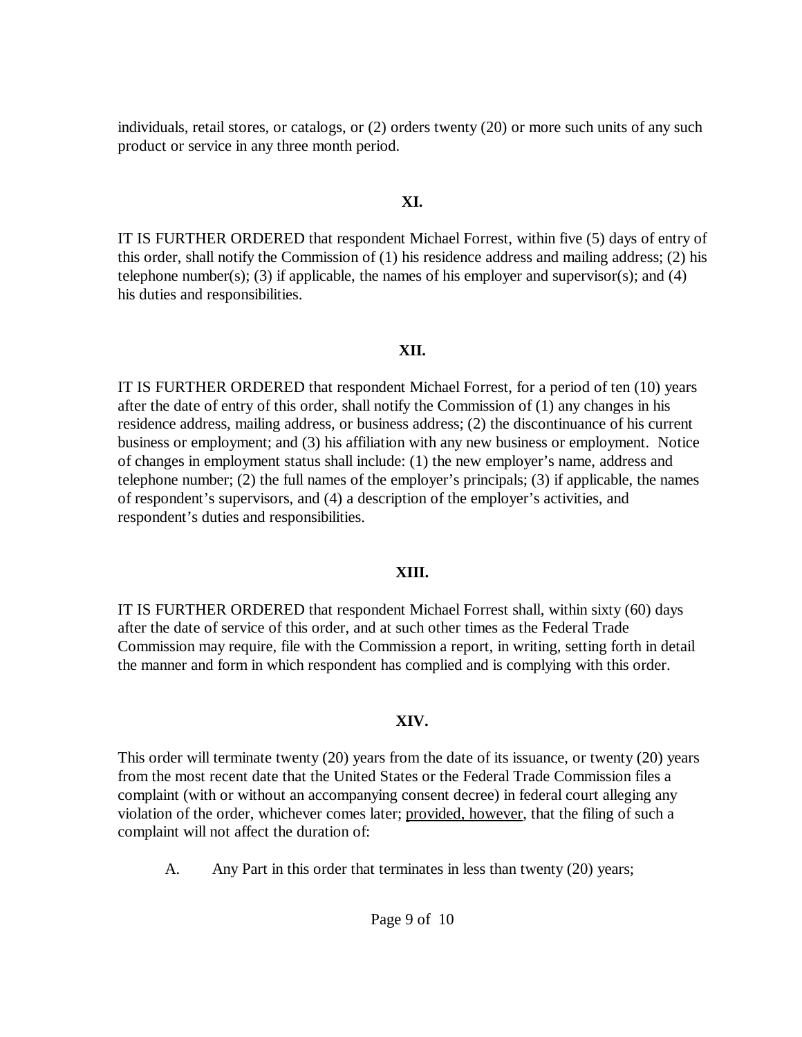individuals, retail stores, or catalogs, or (2) orders twenty (20) or more such units of any such product or service in any three month period.

**XI.**

IT IS FURTHER ORDERED that respondent Michael Forrest, within five (5) days of entry of this order, shall notify the Commission of (1) his residence address and mailing address; (2) his telephone number(s); (3) if applicable, the names of his employer and supervisor(s); and (4) his duties and responsibilities.

**XII.**

IT IS FURTHER ORDERED that respondent Michael Forrest, for a period of ten (10) years after the date of entry of this order, shall notify the Commission of (1) any changes in his residence address, mailing address, or business address; (2) the discontinuance of his current business or employment; and (3) his affiliation with any new business or employment. Notice of changes in employment status shall include: (1) the new employer's name, address and telephone number; (2) the full names of the employer's principals; (3) if applicable, the names of respondent's supervisors, and (4) a description of the employer's activities, and respondent's duties and responsibilities.

**XIII.**

IT IS FURTHER ORDERED that respondent Michael Forrest shall, within sixty (60) days after the date of service of this order, and at such other times as the Federal Trade Commission may require, file with the Commission a report, in writing, setting forth in detail the manner and form in which respondent has complied and is complying with this order.

**XIV.**

This order will terminate twenty (20) years from the date of its issuance, or twenty (20) years from the most recent date that the United States or the Federal Trade Commission files a complaint (with or without an accompanying consent decree) in federal court alleging any violation of the order, whichever comes later; provided, however, that the filing of such a complaint will not affect the duration of:

A. Any Part in this order that terminates in less than twenty (20) years;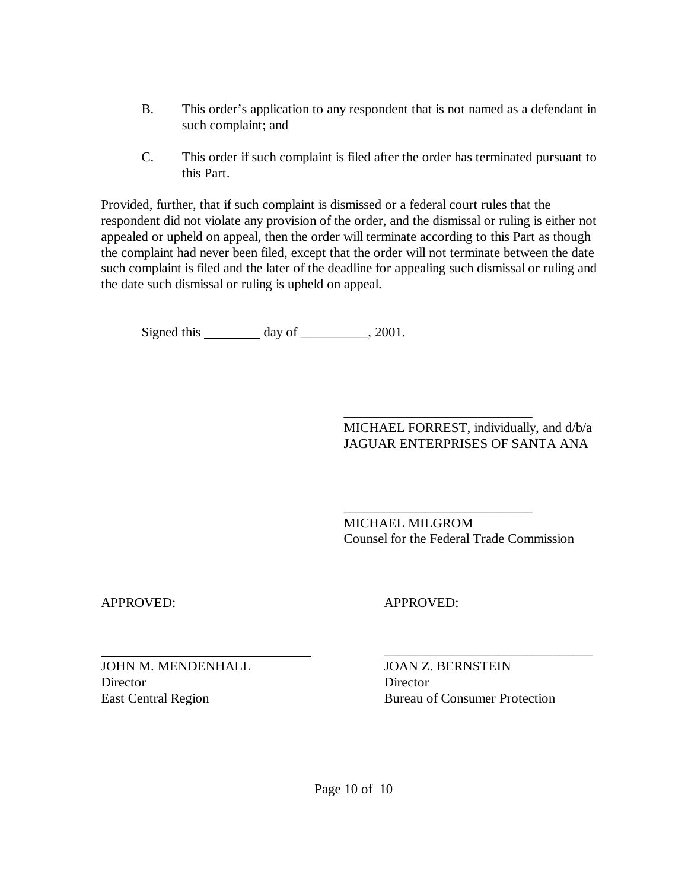B. This order's application to any respondent that is not named as a defendant in such complaint; and

C. This order if such complaint is filed after the order has terminated pursuant to this Part.

Provided, further, that if such complaint is dismissed or a federal court rules that the respondent did not violate any provision of the order, and the dismissal or ruling is either not appealed or upheld on appeal, then the order will terminate according to this Part as though the complaint had never been filed, except that the order will not terminate between the date such complaint is filed and the later of the deadline for appealing such dismissal or ruling and the date such dismissal or ruling is upheld on appeal.

Signed this ________ day of __________, 2001.

____________________________
MICHAEL FORREST, individually, and d/b/a
JAGUAR ENTERPRISES OF SANTA ANA

____________________________
MICHAEL MILGROM
Counsel for the Federal Trade Commission

APPROVED:

_______________________________
JOHN M. MENDENHALL
Director
East Central Region

APPROVED:

_______________________________
JOAN Z. BERNSTEIN
Director
Bureau of Consumer Protection